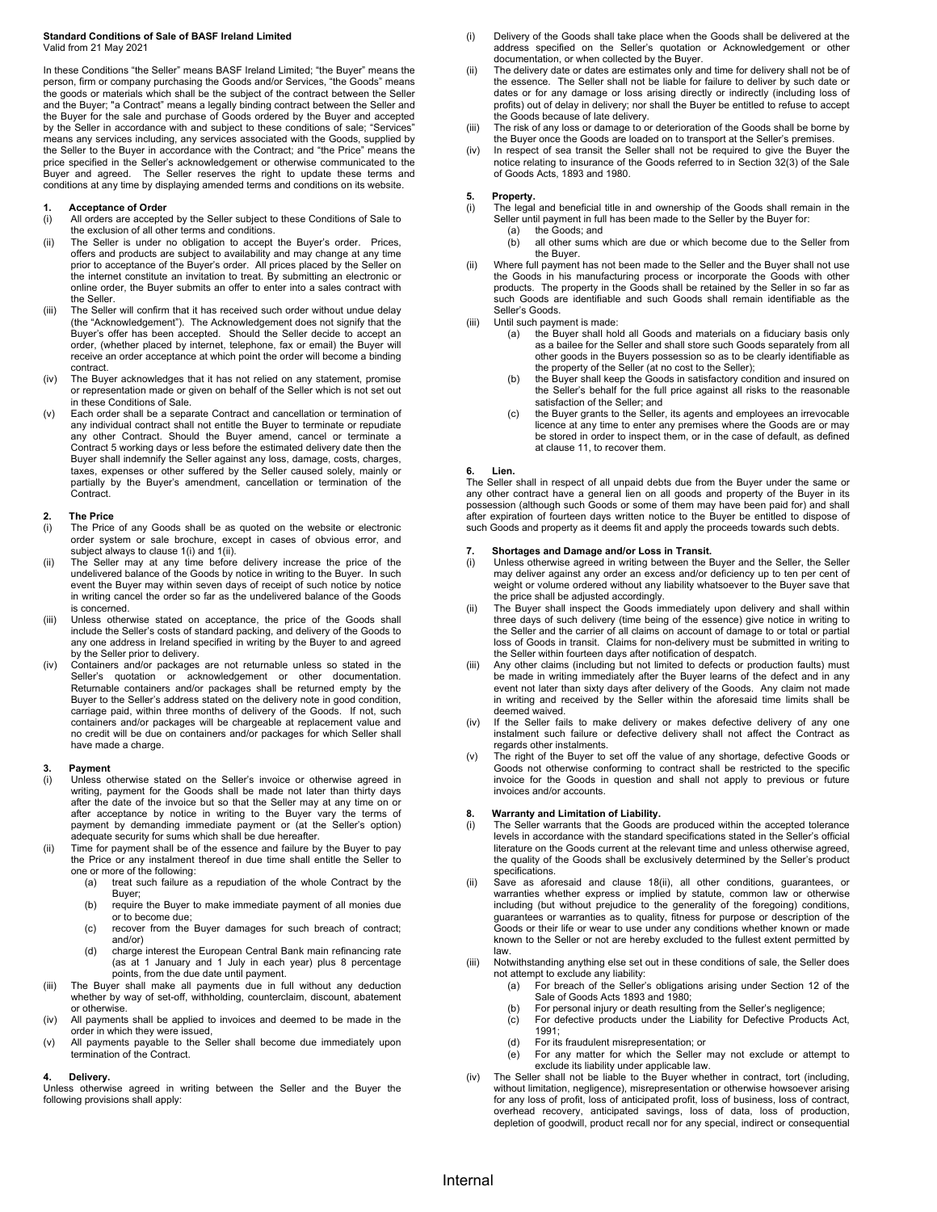**Standard Conditions of Sale of BASF Ireland Limited**
Valid from 21 May 2021

In these Conditions "the Seller" means BASF Ireland Limited; "the Buyer" means the person, firm or company purchasing the Goods and/or Services, "the Goods" means the goods or materials which shall be the subject of the contract between the Seller and the Buyer; "a Contract" means a legally binding contract between the Seller and the Buyer for the sale and purchase of Goods ordered by the Buyer and accepted by the Seller in accordance with and subject to these conditions of sale; "Services" means any services including, any services associated with the Goods, supplied by the Seller to the Buyer in accordance with the Contract; and "the Price" means the price specified in the Seller's acknowledgement or otherwise communicated to the Buyer and agreed. The Seller reserves the right to update these terms and conditions at any time by displaying amended terms and conditions on its website.

**1. Acceptance of Order**

(i) All orders are accepted by the Seller subject to these Conditions of Sale to the exclusion of all other terms and conditions.

(ii) The Seller is under no obligation to accept the Buyer's order. Prices, offers and products are subject to availability and may change at any time prior to acceptance of the Buyer's order. All prices placed by the Seller on the internet constitute an invitation to treat. By submitting an electronic or online order, the Buyer submits an offer to enter into a sales contract with the Seller.

(iii) The Seller will confirm that it has received such order without undue delay (the "Acknowledgement"). The Acknowledgement does not signify that the Buyer's offer has been accepted. Should the Seller decide to accept an order, (whether placed by internet, telephone, fax or email) the Buyer will receive an order acceptance at which point the order will become a binding contract.

(iv) The Buyer acknowledges that it has not relied on any statement, promise or representation made or given on behalf of the Seller which is not set out in these Conditions of Sale.

(v) Each order shall be a separate Contract and cancellation or termination of any individual contract shall not entitle the Buyer to terminate or repudiate any other Contract. Should the Buyer amend, cancel or terminate a Contract 5 working days or less before the estimated delivery date then the Buyer shall indemnify the Seller against any loss, damage, costs, charges, taxes, expenses or other suffered by the Seller caused solely, mainly or partially by the Buyer's amendment, cancellation or termination of the Contract.

**2. The Price**

(i) The Price of any Goods shall be as quoted on the website or electronic order system or sale brochure, except in cases of obvious error, and subject always to clause 1(i) and 1(ii).

(ii) The Seller may at any time before delivery increase the price of the undelivered balance of the Goods by notice in writing to the Buyer. In such event the Buyer may within seven days of receipt of such notice by notice in writing cancel the order so far as the undelivered balance of the Goods is concerned.

(iii) Unless otherwise stated on acceptance, the price of the Goods shall include the Seller's costs of standard packing, and delivery of the Goods to any one address in Ireland specified in writing by the Buyer to and agreed by the Seller prior to delivery.

(iv) Containers and/or packages are not returnable unless so stated in the Seller's quotation or acknowledgement or other documentation. Returnable containers and/or packages shall be returned empty by the Buyer to the Seller's address stated on the delivery note in good condition, carriage paid, within three months of delivery of the Goods. If not, such containers and/or packages will be chargeable at replacement value and no credit will be due on containers and/or packages for which Seller shall have made a charge.

**3. Payment**

(i) Unless otherwise stated on the Seller's invoice or otherwise agreed in writing, payment for the Goods shall be made not later than thirty days after the date of the invoice but so that the Seller may at any time on or after acceptance by notice in writing to the Buyer vary the terms of payment by demanding immediate payment or (at the Seller's option) adequate security for sums which shall be due hereafter.

(ii) Time for payment shall be of the essence and failure by the Buyer to pay the Price or any instalment thereof in due time shall entitle the Seller to one or more of the following:
  (a) treat such failure as a repudiation of the whole Contract by the Buyer;
  (b) require the Buyer to make immediate payment of all monies due or to become due;
  (c) recover from the Buyer damages for such breach of contract; and/or
  (d) charge interest the European Central Bank main refinancing rate (as at 1 January and 1 July in each year) plus 8 percentage points, from the due date until payment.

(iii) The Buyer shall make all payments due in full without any deduction whether by way of set-off, withholding, counterclaim, discount, abatement or otherwise.

(iv) All payments shall be applied to invoices and deemed to be made in the order in which they were issued,

(v) All payments payable to the Seller shall become due immediately upon termination of the Contract.

**4. Delivery.**

Unless otherwise agreed in writing between the Seller and the Buyer the following provisions shall apply:

(i) Delivery of the Goods shall take place when the Goods shall be delivered at the address specified on the Seller's quotation or Acknowledgement or other documentation, or when collected by the Buyer.

(ii) The delivery date or dates are estimates only and time for delivery shall not be of the essence. The Seller shall not be liable for failure to deliver by such date or dates or for any damage or loss arising directly or indirectly (including loss of profits) out of delay in delivery; nor shall the Buyer be entitled to refuse to accept the Goods because of late delivery.

(iii) The risk of any loss or damage to or deterioration of the Goods shall be borne by the Buyer once the Goods are loaded on to transport at the Seller's premises.

(iv) In respect of sea transit the Seller shall not be required to give the Buyer the notice relating to insurance of the Goods referred to in Section 32(3) of the Sale of Goods Acts, 1893 and 1980.

**5. Property.**

(i) The legal and beneficial title in and ownership of the Goods shall remain in the Seller until payment in full has been made to the Seller by the Buyer for:
  (a) the Goods; and
  (b) all other sums which are due or which become due to the Seller from the Buyer.

(ii) Where full payment has not been made to the Seller and the Buyer shall not use the Goods in his manufacturing process or incorporate the Goods with other products. The property in the Goods shall be retained by the Seller in so far as such Goods are identifiable and such Goods shall remain identifiable as the Seller's Goods.

(iii) Until such payment is made:
  (a) the Buyer shall hold all Goods and materials on a fiduciary basis only as a bailee for the Seller and shall store such Goods separately from all other goods in the Buyers possession so as to be clearly identifiable as the property of the Seller (at no cost to the Seller);
  (b) the Buyer shall keep the Goods in satisfactory condition and insured on the Seller's behalf for the full price against all risks to the reasonable satisfaction of the Seller; and
  (c) the Buyer grants to the Seller, its agents and employees an irrevocable licence at any time to enter any premises where the Goods are or may be stored in order to inspect them, or in the case of default, as defined at clause 11, to recover them.

**6. Lien.**

The Seller shall in respect of all unpaid debts due from the Buyer under the same or any other contract have a general lien on all goods and property of the Buyer in its possession (although such Goods or some of them may have been paid for) and shall after expiration of fourteen days written notice to the Buyer be entitled to dispose of such Goods and property as it deems fit and apply the proceeds towards such debts.

**7. Shortages and Damage and/or Loss in Transit.**

(i) Unless otherwise agreed in writing between the Buyer and the Seller, the Seller may deliver against any order an excess and/or deficiency up to ten per cent of weight or volume ordered without any liability whatsoever to the Buyer save that the price shall be adjusted accordingly.

(ii) The Buyer shall inspect the Goods immediately upon delivery and shall within three days of such delivery (time being of the essence) give notice in writing to the Seller and the carrier of all claims on account of damage to or total or partial loss of Goods in transit. Claims for non-delivery must be submitted in writing to the Seller within fourteen days after notification of despatch.

(iii) Any other claims (including but not limited to defects or production faults) must be made in writing immediately after the Buyer learns of the defect and in any event not later than sixty days after delivery of the Goods. Any claim not made in writing and received by the Seller within the aforesaid time limits shall be deemed waived.

(iv) If the Seller fails to make delivery or makes defective delivery of any one instalment such failure or defective delivery shall not affect the Contract as regards other instalments.

(v) The right of the Buyer to set off the value of any shortage, defective Goods or Goods not otherwise conforming to contract shall be restricted to the specific invoice for the Goods in question and shall not apply to previous or future invoices and/or accounts.

**8. Warranty and Limitation of Liability.**

(i) The Seller warrants that the Goods are produced within the accepted tolerance levels in accordance with the standard specifications stated in the Seller's official literature on the Goods current at the relevant time and unless otherwise agreed, the quality of the Goods shall be exclusively determined by the Seller's product specifications.

(ii) Save as aforesaid and clause 18(ii), all other conditions, guarantees, or warranties whether express or implied by statute, common law or otherwise including (but without prejudice to the generality of the foregoing) conditions, guarantees or warranties as to quality, fitness for purpose or description of the Goods or their life or wear to use under any conditions whether known or made known to the Seller or not are hereby excluded to the fullest extent permitted by law.

(iii) Notwithstanding anything else set out in these conditions of sale, the Seller does not attempt to exclude any liability:
  (a) For breach of the Seller's obligations arising under Section 12 of the Sale of Goods Acts 1893 and 1980;
  (b) For personal injury or death resulting from the Seller's negligence;
  (c) For defective products under the Liability for Defective Products Act, 1991;
  (d) For its fraudulent misrepresentation; or
  (e) For any matter for which the Seller may not exclude or attempt to exclude its liability under applicable law.

(iv) The Seller shall not be liable to the Buyer whether in contract, tort (including, without limitation, negligence), misrepresentation or otherwise howsoever arising for any loss of profit, loss of anticipated profit, loss of business, loss of contract, overhead recovery, anticipated savings, loss of data, loss of production, depletion of goodwill, product recall nor for any special, indirect or consequential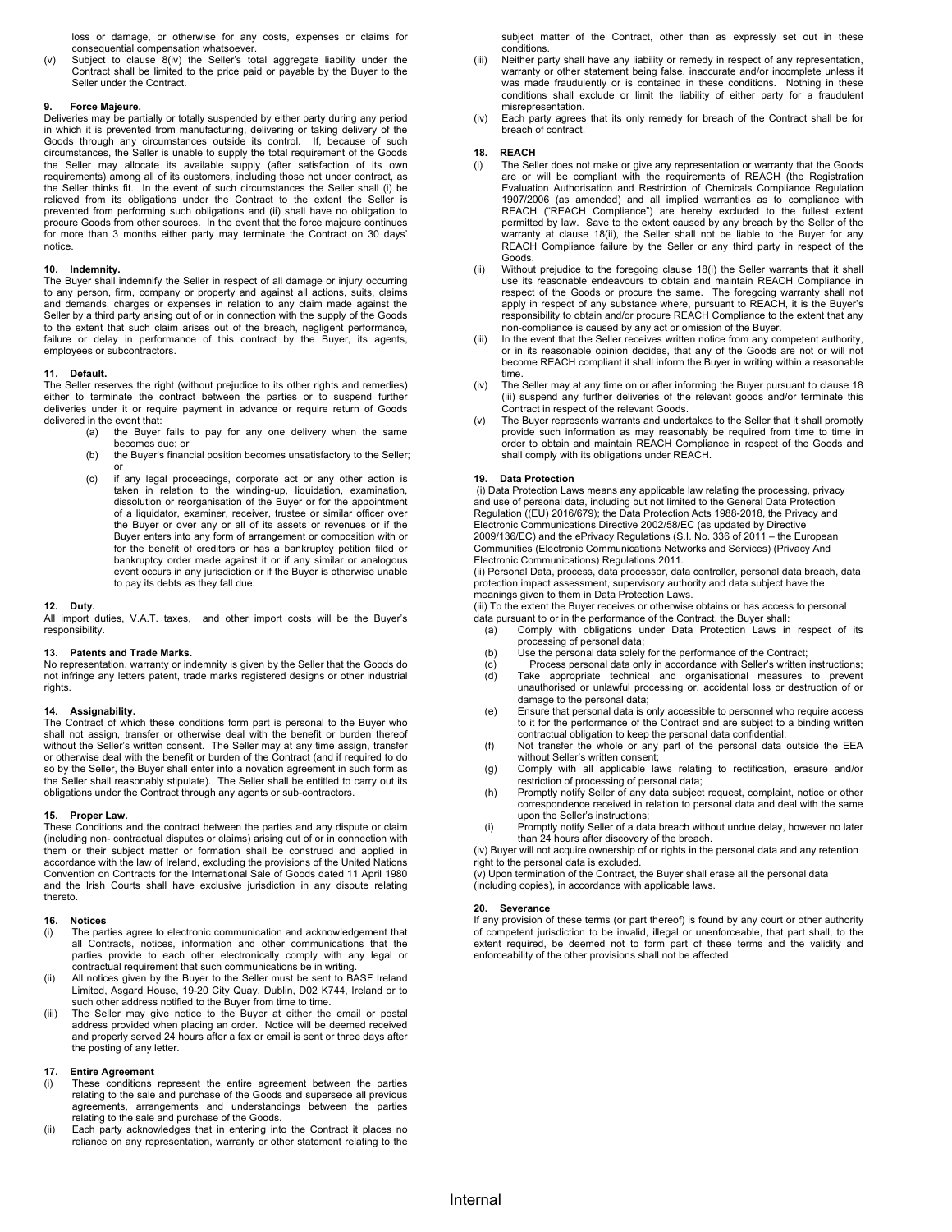loss or damage, or otherwise for any costs, expenses or claims for consequential compensation whatsoever.

(v) Subject to clause 8(iv) the Seller's total aggregate liability under the Contract shall be limited to the price paid or payable by the Buyer to the Seller under the Contract.

**9. Force Majeure.**
Deliveries may be partially or totally suspended by either party during any period in which it is prevented from manufacturing, delivering or taking delivery of the Goods through any circumstances outside its control. If, because of such circumstances, the Seller is unable to supply the total requirement of the Goods the Seller may allocate its available supply (after satisfaction of its own requirements) among all of its customers, including those not under contract, as the Seller thinks fit. In the event of such circumstances the Seller shall (i) be relieved from its obligations under the Contract to the extent the Seller is prevented from performing such obligations and (ii) shall have no obligation to procure Goods from other sources. In the event that the force majeure continues for more than 3 months either party may terminate the Contract on 30 days' notice.

**10. Indemnity.**
The Buyer shall indemnify the Seller in respect of all damage or injury occurring to any person, firm, company or property and against all actions, suits, claims and demands, charges or expenses in relation to any claim made against the Seller by a third party arising out of or in connection with the supply of the Goods to the extent that such claim arises out of the breach, negligent performance, failure or delay in performance of this contract by the Buyer, its agents, employees or subcontractors.

**11. Default.**
The Seller reserves the right (without prejudice to its other rights and remedies) either to terminate the contract between the parties or to suspend further deliveries under it or require payment in advance or require return of Goods delivered in the event that:

(a) the Buyer fails to pay for any one delivery when the same becomes due; or

(b) the Buyer's financial position becomes unsatisfactory to the Seller; or

(c) if any legal proceedings, corporate act or any other action is taken in relation to the winding-up, liquidation, examination, dissolution or reorganisation of the Buyer or for the appointment of a liquidator, examiner, receiver, trustee or similar officer over the Buyer or over any or all of its assets or revenues or if the Buyer enters into any form of arrangement or composition with or for the benefit of creditors or has a bankruptcy petition filed or bankruptcy order made against it or if any similar or analogous event occurs in any jurisdiction or if the Buyer is otherwise unable to pay its debts as they fall due.

**12. Duty.**
All import duties, V.A.T. taxes, and other import costs will be the Buyer's responsibility.

**13. Patents and Trade Marks.**
No representation, warranty or indemnity is given by the Seller that the Goods do not infringe any letters patent, trade marks registered designs or other industrial rights.

**14. Assignability.**
The Contract of which these conditions form part is personal to the Buyer who shall not assign, transfer or otherwise deal with the benefit or burden thereof without the Seller's written consent. The Seller may at any time assign, transfer or otherwise deal with the benefit or burden of the Contract (and if required to do so by the Seller, the Buyer shall enter into a novation agreement in such form as the Seller shall reasonably stipulate). The Seller shall be entitled to carry out its obligations under the Contract through any agents or sub-contractors.

**15. Proper Law.**
These Conditions and the contract between the parties and any dispute or claim (including non- contractual disputes or claims) arising out of or in connection with them or their subject matter or formation shall be construed and applied in accordance with the law of Ireland, excluding the provisions of the United Nations Convention on Contracts for the International Sale of Goods dated 11 April 1980 and the Irish Courts shall have exclusive jurisdiction in any dispute relating thereto.

**16. Notices**

(i) The parties agree to electronic communication and acknowledgement that all Contracts, notices, information and other communications that the parties provide to each other electronically comply with any legal or contractual requirement that such communications be in writing.

(ii) All notices given by the Buyer to the Seller must be sent to BASF Ireland Limited, Asgard House, 19-20 City Quay, Dublin, D02 K744, Ireland or to such other address notified to the Buyer from time to time.

(iii) The Seller may give notice to the Buyer at either the email or postal address provided when placing an order. Notice will be deemed received and properly served 24 hours after a fax or email is sent or three days after the posting of any letter.

**17. Entire Agreement**

(i) These conditions represent the entire agreement between the parties relating to the sale and purchase of the Goods and supersede all previous agreements, arrangements and understandings between the parties relating to the sale and purchase of the Goods.

(ii) Each party acknowledges that in entering into the Contract it places no reliance on any representation, warranty or other statement relating to the subject matter of the Contract, other than as expressly set out in these conditions.

(iii) Neither party shall have any liability or remedy in respect of any representation, warranty or other statement being false, inaccurate and/or incomplete unless it was made fraudulently or is contained in these conditions. Nothing in these conditions shall exclude or limit the liability of either party for a fraudulent misrepresentation.

(iv) Each party agrees that its only remedy for breach of the Contract shall be for breach of contract.

**18. REACH**

(i) The Seller does not make or give any representation or warranty that the Goods are or will be compliant with the requirements of REACH (the Registration Evaluation Authorisation and Restriction of Chemicals Compliance Regulation 1907/2006 (as amended) and all implied warranties as to compliance with REACH ("REACH Compliance") are hereby excluded to the fullest extent permitted by law. Save to the extent caused by any breach by the Seller of the warranty at clause 18(ii), the Seller shall not be liable to the Buyer for any REACH Compliance failure by the Seller or any third party in respect of the Goods.

(ii) Without prejudice to the foregoing clause 18(i) the Seller warrants that it shall use its reasonable endeavours to obtain and maintain REACH Compliance in respect of the Goods or procure the same. The foregoing warranty shall not apply in respect of any substance where, pursuant to REACH, it is the Buyer's responsibility to obtain and/or procure REACH Compliance to the extent that any non-compliance is caused by any act or omission of the Buyer.

(iii) In the event that the Seller receives written notice from any competent authority, or in its reasonable opinion decides, that any of the Goods are not or will not become REACH compliant it shall inform the Buyer in writing within a reasonable time.

(iv) The Seller may at any time on or after informing the Buyer pursuant to clause 18 (iii) suspend any further deliveries of the relevant goods and/or terminate this Contract in respect of the relevant Goods.

(v) The Buyer represents warrants and undertakes to the Seller that it shall promptly provide such information as may reasonably be required from time to time in order to obtain and maintain REACH Compliance in respect of the Goods and shall comply with its obligations under REACH.

**19. Data Protection**
(i) Data Protection Laws means any applicable law relating the processing, privacy and use of personal data, including but not limited to the General Data Protection Regulation ((EU) 2016/679); the Data Protection Acts 1988-2018, the Privacy and Electronic Communications Directive 2002/58/EC (as updated by Directive 2009/136/EC) and the ePrivacy Regulations (S.I. No. 336 of 2011 – the European Communities (Electronic Communications Networks and Services) (Privacy And Electronic Communications) Regulations 2011.
(ii) Personal Data, process, data processor, data controller, personal data breach, data protection impact assessment, supervisory authority and data subject have the meanings given to them in Data Protection Laws.
(iii) To the extent the Buyer receives or otherwise obtains or has access to personal data pursuant to or in the performance of the Contract, the Buyer shall:

(a) Comply with obligations under Data Protection Laws in respect of its processing of personal data;

(b) Use the personal data solely for the performance of the Contract;

(c) Process personal data only in accordance with Seller's written instructions;

(d) Take appropriate technical and organisational measures to prevent unauthorised or unlawful processing or, accidental loss or destruction of or damage to the personal data;

(e) Ensure that personal data is only accessible to personnel who require access to it for the performance of the Contract and are subject to a binding written contractual obligation to keep the personal data confidential;

(f) Not transfer the whole or any part of the personal data outside the EEA without Seller's written consent;

(g) Comply with all applicable laws relating to rectification, erasure and/or restriction of processing of personal data;

(h) Promptly notify Seller of any data subject request, complaint, notice or other correspondence received in relation to personal data and deal with the same upon the Seller's instructions;

(i) Promptly notify Seller of a data breach without undue delay, however no later than 24 hours after discovery of the breach.

(iv) Buyer will not acquire ownership of or rights in the personal data and any retention right to the personal data is excluded.
(v) Upon termination of the Contract, the Buyer shall erase all the personal data (including copies), in accordance with applicable laws.

**20. Severance**
If any provision of these terms (or part thereof) is found by any court or other authority of competent jurisdiction to be invalid, illegal or unenforceable, that part shall, to the extent required, be deemed not to form part of these terms and the validity and enforceability of the other provisions shall not be affected.